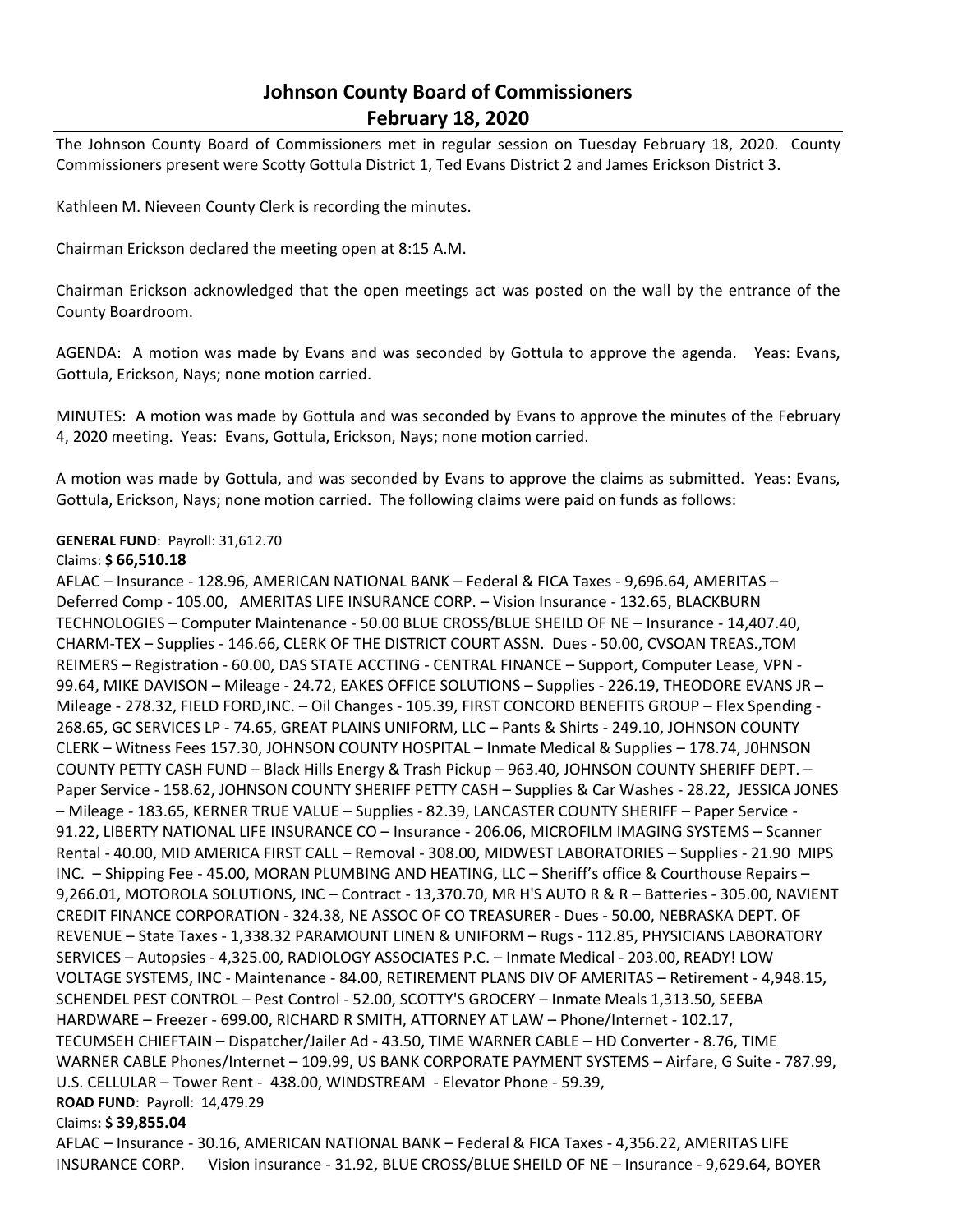# Johnson County Board of Commissioners
## February 18, 2020

The Johnson County Board of Commissioners met in regular session on Tuesday February 18, 2020. County Commissioners present were Scotty Gottula District 1, Ted Evans District 2 and James Erickson District 3.

Kathleen M. Nieveen County Clerk is recording the minutes.

Chairman Erickson declared the meeting open at 8:15 A.M.

Chairman Erickson acknowledged that the open meetings act was posted on the wall by the entrance of the County Boardroom.

AGENDA: A motion was made by Evans and was seconded by Gottula to approve the agenda. Yeas: Evans, Gottula, Erickson, Nays; none motion carried.

MINUTES: A motion was made by Gottula and was seconded by Evans to approve the minutes of the February 4, 2020 meeting. Yeas: Evans, Gottula, Erickson, Nays; none motion carried.

A motion was made by Gottula, and was seconded by Evans to approve the claims as submitted. Yeas: Evans, Gottula, Erickson, Nays; none motion carried. The following claims were paid on funds as follows:

**GENERAL FUND**: Payroll: 31,612.70

Claims: **$ 66,510.18**

AFLAC – Insurance - 128.96, AMERICAN NATIONAL BANK – Federal & FICA Taxes - 9,696.64, AMERITAS – Deferred Comp - 105.00, AMERITAS LIFE INSURANCE CORP. – Vision Insurance - 132.65, BLACKBURN TECHNOLOGIES – Computer Maintenance - 50.00 BLUE CROSS/BLUE SHEILD OF NE – Insurance - 14,407.40, CHARM-TEX – Supplies - 146.66, CLERK OF THE DISTRICT COURT ASSN. Dues - 50.00, CVSOAN TREAS.,TOM REIMERS – Registration - 60.00, DAS STATE ACCTING - CENTRAL FINANCE – Support, Computer Lease, VPN - 99.64, MIKE DAVISON – Mileage - 24.72, EAKES OFFICE SOLUTIONS – Supplies - 226.19, THEODORE EVANS JR – Mileage - 278.32, FIELD FORD,INC. – Oil Changes - 105.39, FIRST CONCORD BENEFITS GROUP – Flex Spending - 268.65, GC SERVICES LP - 74.65, GREAT PLAINS UNIFORM, LLC – Pants & Shirts - 249.10, JOHNSON COUNTY CLERK – Witness Fees 157.30, JOHNSON COUNTY HOSPITAL – Inmate Medical & Supplies – 178.74, J0HNSON COUNTY PETTY CASH FUND – Black Hills Energy & Trash Pickup – 963.40, JOHNSON COUNTY SHERIFF DEPT. – Paper Service - 158.62, JOHNSON COUNTY SHERIFF PETTY CASH – Supplies & Car Washes - 28.22, JESSICA JONES – Mileage - 183.65, KERNER TRUE VALUE – Supplies - 82.39, LANCASTER COUNTY SHERIFF – Paper Service - 91.22, LIBERTY NATIONAL LIFE INSURANCE CO – Insurance - 206.06, MICROFILM IMAGING SYSTEMS – Scanner Rental - 40.00, MID AMERICA FIRST CALL – Removal - 308.00, MIDWEST LABORATORIES – Supplies - 21.90 MIPS INC. – Shipping Fee - 45.00, MORAN PLUMBING AND HEATING, LLC – Sheriff's office & Courthouse Repairs – 9,266.01, MOTOROLA SOLUTIONS, INC – Contract - 13,370.70, MR H'S AUTO R & R – Batteries - 305.00, NAVIENT CREDIT FINANCE CORPORATION - 324.38, NE ASSOC OF CO TREASURER - Dues - 50.00, NEBRASKA DEPT. OF REVENUE – State Taxes - 1,338.32 PARAMOUNT LINEN & UNIFORM – Rugs - 112.85, PHYSICIANS LABORATORY SERVICES – Autopsies - 4,325.00, RADIOLOGY ASSOCIATES P.C. – Inmate Medical - 203.00, READY! LOW VOLTAGE SYSTEMS, INC - Maintenance - 84.00, RETIREMENT PLANS DIV OF AMERITAS – Retirement - 4,948.15, SCHENDEL PEST CONTROL – Pest Control - 52.00, SCOTTY'S GROCERY – Inmate Meals 1,313.50, SEEBA HARDWARE – Freezer - 699.00, RICHARD R SMITH, ATTORNEY AT LAW – Phone/Internet - 102.17, TECUMSEH CHIEFTAIN – Dispatcher/Jailer Ad - 43.50, TIME WARNER CABLE – HD Converter - 8.76, TIME WARNER CABLE Phones/Internet – 109.99, US BANK CORPORATE PAYMENT SYSTEMS – Airfare, G Suite - 787.99, U.S. CELLULAR – Tower Rent - 438.00, WINDSTREAM - Elevator Phone - 59.39,

**ROAD FUND**: Payroll: 14,479.29

Claims**: $ 39,855.04**

AFLAC – Insurance - 30.16, AMERICAN NATIONAL BANK – Federal & FICA Taxes - 4,356.22, AMERITAS LIFE INSURANCE CORP. Vision insurance - 31.92, BLUE CROSS/BLUE SHEILD OF NE – Insurance - 9,629.64, BOYER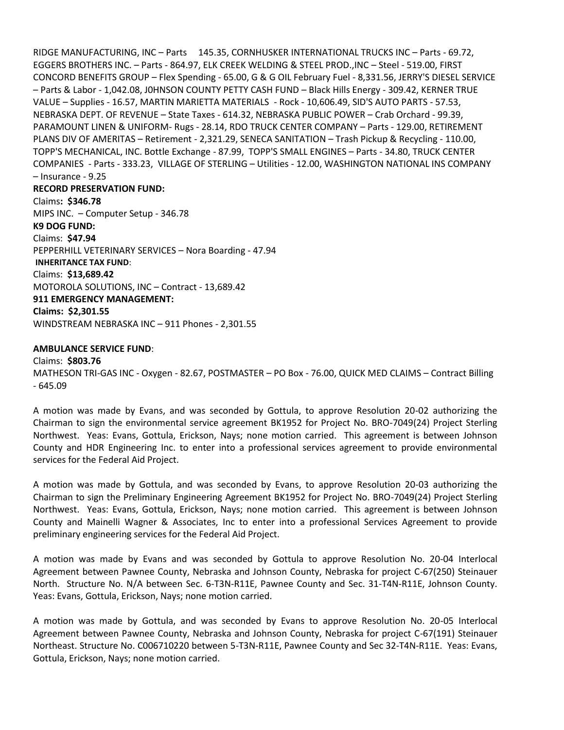RIDGE MANUFACTURING, INC – Parts 145.35, CORNHUSKER INTERNATIONAL TRUCKS INC – Parts - 69.72, EGGERS BROTHERS INC. – Parts - 864.97, ELK CREEK WELDING & STEEL PROD.,INC – Steel - 519.00, FIRST CONCORD BENEFITS GROUP – Flex Spending - 65.00, G & G OIL February Fuel - 8,331.56, JERRY'S DIESEL SERVICE – Parts & Labor - 1,042.08, J0HNSON COUNTY PETTY CASH FUND – Black Hills Energy - 309.42, KERNER TRUE VALUE – Supplies - 16.57, MARTIN MARIETTA MATERIALS - Rock - 10,606.49, SID'S AUTO PARTS - 57.53, NEBRASKA DEPT. OF REVENUE – State Taxes - 614.32, NEBRASKA PUBLIC POWER – Crab Orchard - 99.39, PARAMOUNT LINEN & UNIFORM- Rugs - 28.14, RDO TRUCK CENTER COMPANY – Parts - 129.00, RETIREMENT PLANS DIV OF AMERITAS – Retirement - 2,321.29, SENECA SANITATION – Trash Pickup & Recycling - 110.00, TOPP'S MECHANICAL, INC. Bottle Exchange - 87.99, TOPP'S SMALL ENGINES – Parts - 34.80, TRUCK CENTER COMPANIES - Parts - 333.23, VILLAGE OF STERLING – Utilities - 12.00, WASHINGTON NATIONAL INS COMPANY – Insurance - 9.25

**RECORD PRESERVATION FUND:**
Claims**: $346.78**
MIPS INC. – Computer Setup - 346.78

**K9 DOG FUND:**
Claims: **$47.94**
PEPPERHILL VETERINARY SERVICES – Nora Boarding - 47.94

**INHERITANCE TAX FUND**:
Claims: **$13,689.42**
MOTOROLA SOLUTIONS, INC – Contract - 13,689.42

**911 EMERGENCY MANAGEMENT:**
**Claims: $2,301.55**
WINDSTREAM NEBRASKA INC – 911 Phones - 2,301.55

**AMBULANCE SERVICE FUND**:
Claims: **$803.76**
MATHESON TRI-GAS INC - Oxygen - 82.67, POSTMASTER – PO Box - 76.00, QUICK MED CLAIMS – Contract Billing - 645.09

A motion was made by Evans, and was seconded by Gottula, to approve Resolution 20-02 authorizing the Chairman to sign the environmental service agreement BK1952 for Project No. BRO-7049(24) Project Sterling Northwest. Yeas: Evans, Gottula, Erickson, Nays; none motion carried. This agreement is between Johnson County and HDR Engineering Inc. to enter into a professional services agreement to provide environmental services for the Federal Aid Project.

A motion was made by Gottula, and was seconded by Evans, to approve Resolution 20-03 authorizing the Chairman to sign the Preliminary Engineering Agreement BK1952 for Project No. BRO-7049(24) Project Sterling Northwest. Yeas: Evans, Gottula, Erickson, Nays; none motion carried. This agreement is between Johnson County and Mainelli Wagner & Associates, Inc to enter into a professional Services Agreement to provide preliminary engineering services for the Federal Aid Project.

A motion was made by Evans and was seconded by Gottula to approve Resolution No. 20-04 Interlocal Agreement between Pawnee County, Nebraska and Johnson County, Nebraska for project C-67(250) Steinauer North. Structure No. N/A between Sec. 6-T3N-R11E, Pawnee County and Sec. 31-T4N-R11E, Johnson County. Yeas: Evans, Gottula, Erickson, Nays; none motion carried.

A motion was made by Gottula, and was seconded by Evans to approve Resolution No. 20-05 Interlocal Agreement between Pawnee County, Nebraska and Johnson County, Nebraska for project C-67(191) Steinauer Northeast. Structure No. C006710220 between 5-T3N-R11E, Pawnee County and Sec 32-T4N-R11E. Yeas: Evans, Gottula, Erickson, Nays; none motion carried.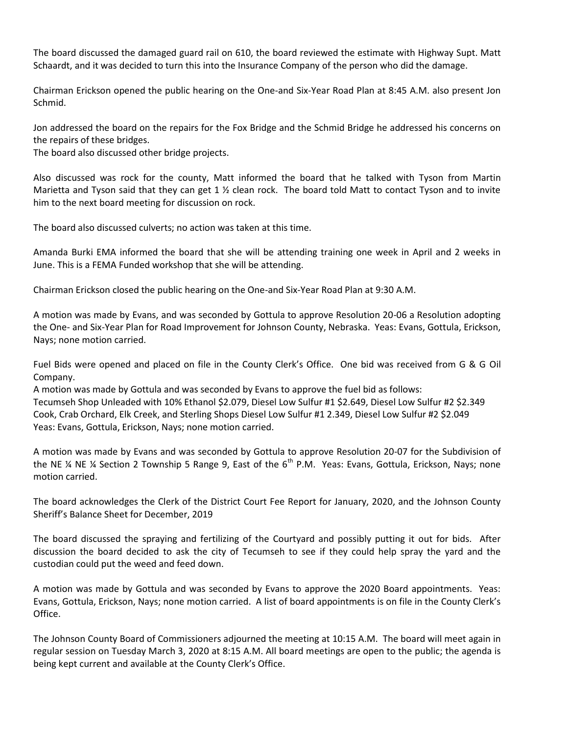The board discussed the damaged guard rail on 610, the board reviewed the estimate with Highway Supt. Matt Schaardt, and it was decided to turn this into the Insurance Company of the person who did the damage.

Chairman Erickson opened the public hearing on the One-and Six-Year Road Plan at 8:45 A.M. also present Jon Schmid.

Jon addressed the board on the repairs for the Fox Bridge and the Schmid Bridge he addressed his concerns on the repairs of these bridges.
The board also discussed other bridge projects.

Also discussed was rock for the county, Matt informed the board that he talked with Tyson from Martin Marietta and Tyson said that they can get 1 ½ clean rock. The board told Matt to contact Tyson and to invite him to the next board meeting for discussion on rock.

The board also discussed culverts; no action was taken at this time.

Amanda Burki EMA informed the board that she will be attending training one week in April and 2 weeks in June. This is a FEMA Funded workshop that she will be attending.

Chairman Erickson closed the public hearing on the One-and Six-Year Road Plan at 9:30 A.M.

A motion was made by Evans, and was seconded by Gottula to approve Resolution 20-06 a Resolution adopting the One- and Six-Year Plan for Road Improvement for Johnson County, Nebraska. Yeas: Evans, Gottula, Erickson, Nays; none motion carried.

Fuel Bids were opened and placed on file in the County Clerk's Office. One bid was received from G & G Oil Company.
A motion was made by Gottula and was seconded by Evans to approve the fuel bid as follows:
Tecumseh Shop Unleaded with 10% Ethanol $2.079, Diesel Low Sulfur #1 $2.649, Diesel Low Sulfur #2 $2.349
Cook, Crab Orchard, Elk Creek, and Sterling Shops Diesel Low Sulfur #1 2.349, Diesel Low Sulfur #2 $2.049
Yeas: Evans, Gottula, Erickson, Nays; none motion carried.

A motion was made by Evans and was seconded by Gottula to approve Resolution 20-07 for the Subdivision of the NE ¼ NE ¼ Section 2 Township 5 Range 9, East of the 6th P.M. Yeas: Evans, Gottula, Erickson, Nays; none motion carried.

The board acknowledges the Clerk of the District Court Fee Report for January, 2020, and the Johnson County Sheriff's Balance Sheet for December, 2019

The board discussed the spraying and fertilizing of the Courtyard and possibly putting it out for bids. After discussion the board decided to ask the city of Tecumseh to see if they could help spray the yard and the custodian could put the weed and feed down.

A motion was made by Gottula and was seconded by Evans to approve the 2020 Board appointments. Yeas: Evans, Gottula, Erickson, Nays; none motion carried. A list of board appointments is on file in the County Clerk's Office.

The Johnson County Board of Commissioners adjourned the meeting at 10:15 A.M. The board will meet again in regular session on Tuesday March 3, 2020 at 8:15 A.M. All board meetings are open to the public; the agenda is being kept current and available at the County Clerk's Office.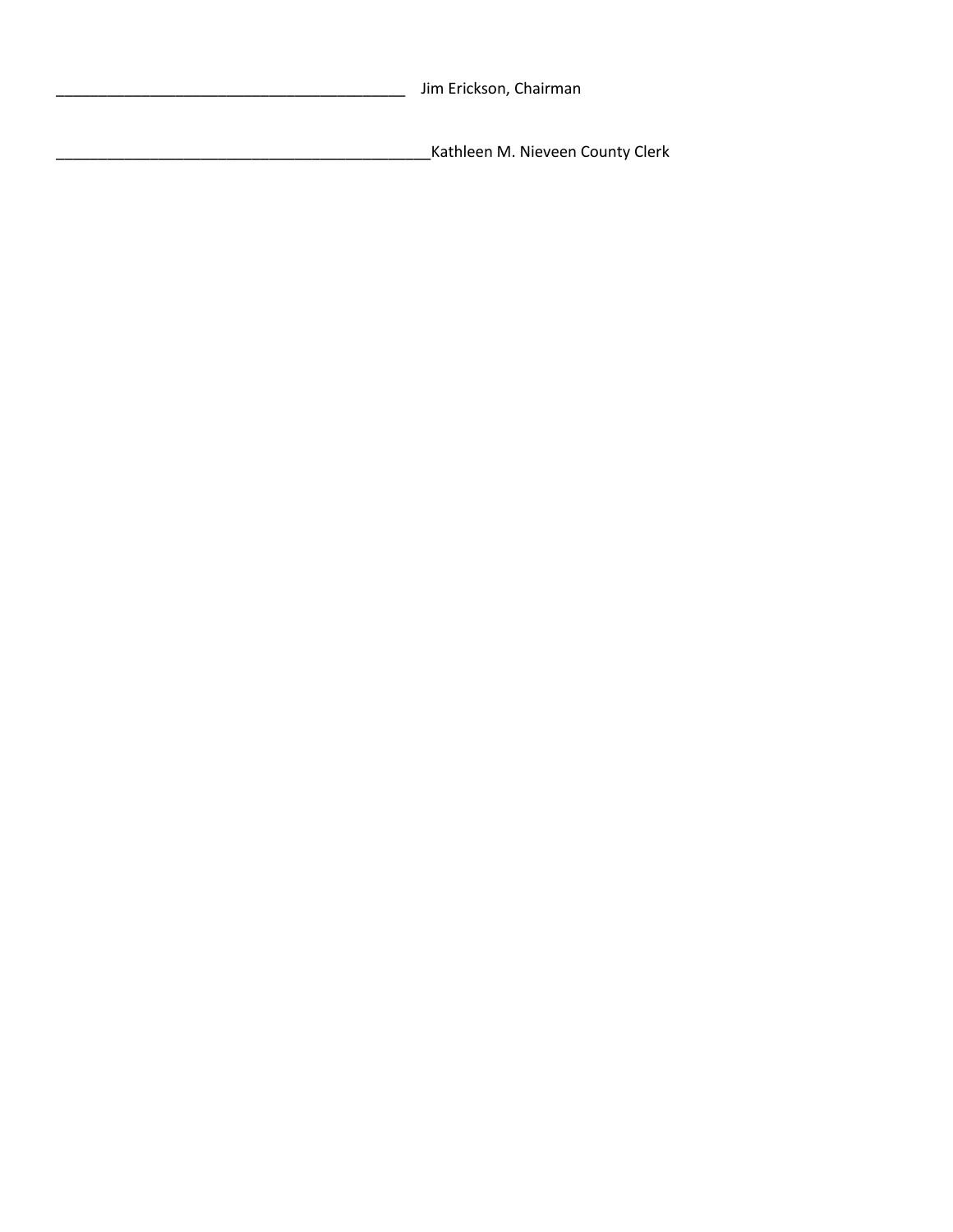__________________________________________ Jim Erickson, Chairman

_____________________________________________Kathleen M. Nieveen County Clerk